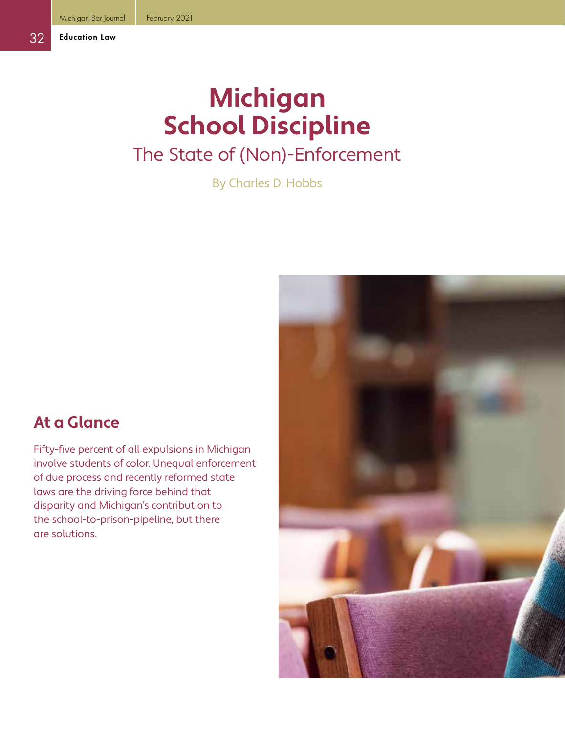# Michigan School Discipline

## The State of (Non)-Enforcement

By Charles D. Hobbs

### At a Glance

Fifty-five percent of all expulsions in Michigan involve students of color. Unequal enforcement of due process and recently reformed state laws are the driving force behind that disparity and Michigan's contribution to the school-to-prison-pipeline, but there are solutions.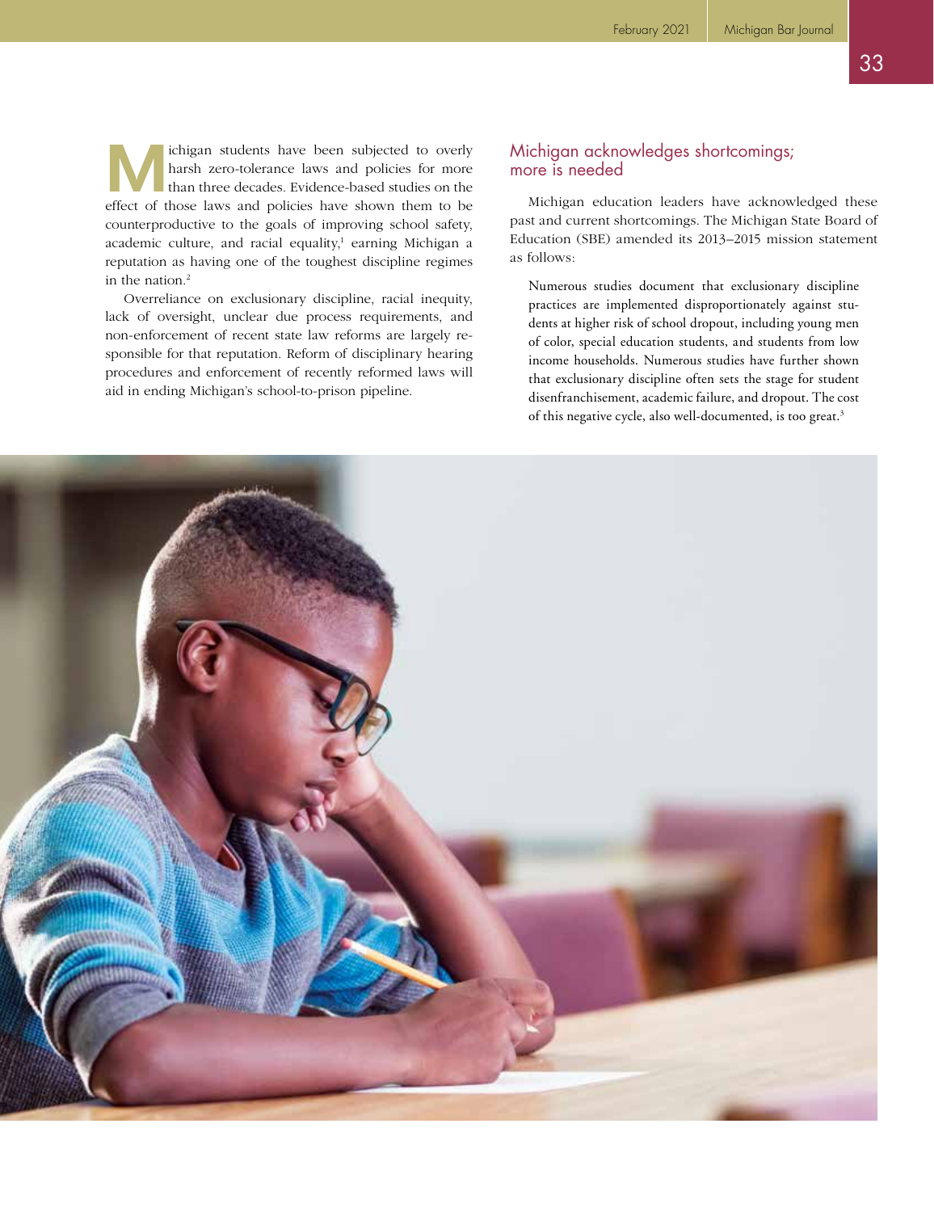Michigan students have been subjected to overly harsh zero-tolerance laws and policies for more than three decades. Evidence-based studies on the effect of those laws and policies have shown them to be counterproductive to the goals of improving school safety, academic culture, and racial equality,[1] earning Michigan a reputation as having one of the toughest discipline regimes in the nation.[2]

Overreliance on exclusionary discipline, racial inequity, lack of oversight, unclear due process requirements, and non-enforcement of recent state law reforms are largely responsible for that reputation. Reform of disciplinary hearing procedures and enforcement of recently reformed laws will aid in ending Michigan's school-to-prison pipeline.

## Michigan acknowledges shortcomings; more is needed

Michigan education leaders have acknowledged these past and current shortcomings. The Michigan State Board of Education (SBE) amended its 2013–2015 mission statement as follows:

> Numerous studies document that exclusionary discipline practices are implemented disproportionately against students at higher risk of school dropout, including young men of color, special education students, and students from low income households. Numerous studies have further shown that exclusionary discipline often sets the stage for student disenfranchisement, academic failure, and dropout. The cost of this negative cycle, also well-documented, is too great.[3]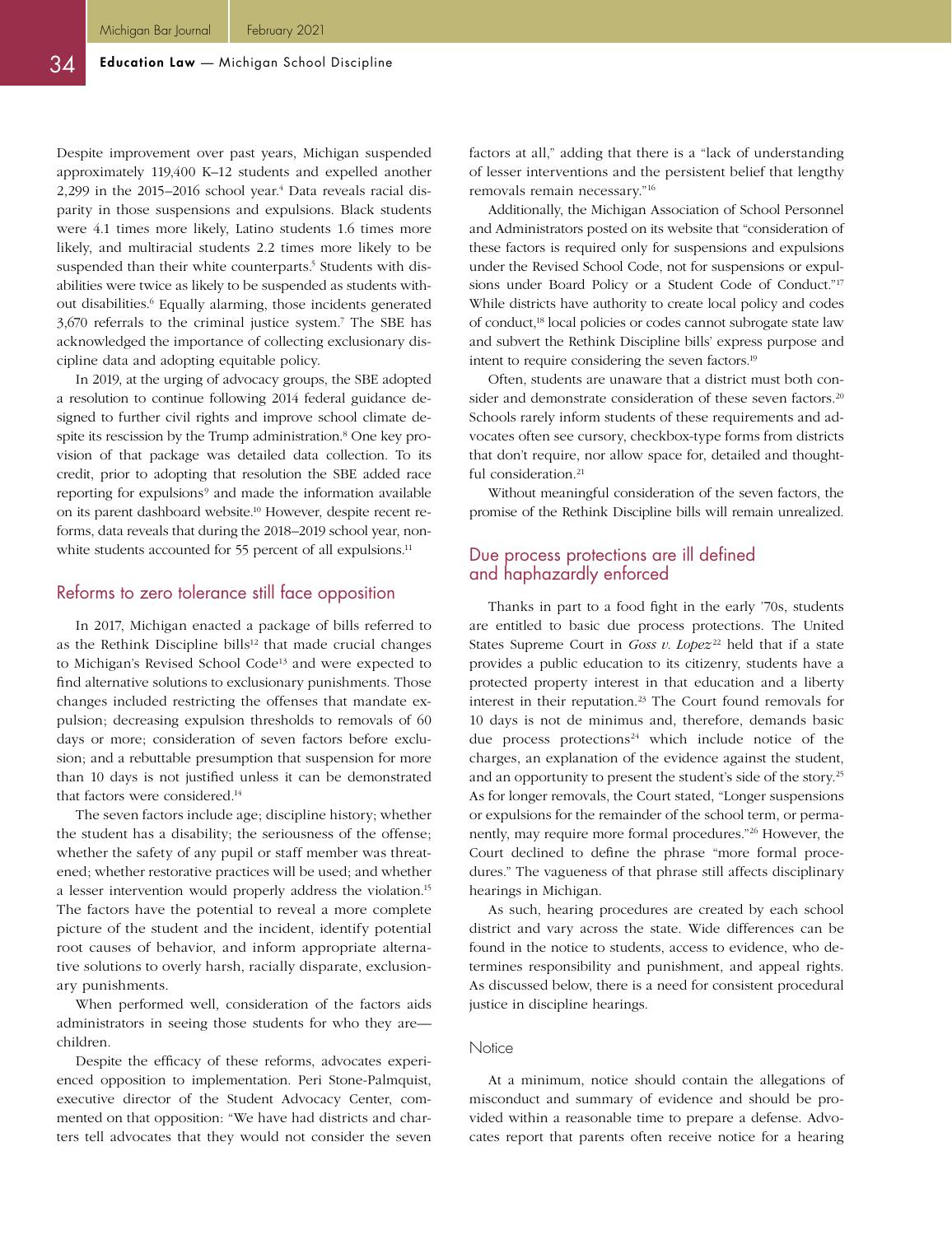Despite improvement over past years, Michigan suspended approximately 119,400 K–12 students and expelled another 2,299 in the 2015–2016 school year.[4] Data reveals racial disparity in those suspensions and expulsions. Black students were 4.1 times more likely, Latino students 1.6 times more likely, and multiracial students 2.2 times more likely to be suspended than their white counterparts.[5] Students with disabilities were twice as likely to be suspended as students without disabilities.[6] Equally alarming, those incidents generated 3,670 referrals to the criminal justice system.[7] The SBE has acknowledged the importance of collecting exclusionary discipline data and adopting equitable policy.

In 2019, at the urging of advocacy groups, the SBE adopted a resolution to continue following 2014 federal guidance designed to further civil rights and improve school climate despite its rescission by the Trump administration.[8] One key provision of that package was detailed data collection. To its credit, prior to adopting that resolution the SBE added race reporting for expulsions[9] and made the information available on its parent dashboard website.[10] However, despite recent reforms, data reveals that during the 2018–2019 school year, nonwhite students accounted for 55 percent of all expulsions.[11]

## Reforms to zero tolerance still face opposition

In 2017, Michigan enacted a package of bills referred to as the Rethink Discipline bills[12] that made crucial changes to Michigan's Revised School Code[13] and were expected to find alternative solutions to exclusionary punishments. Those changes included restricting the offenses that mandate expulsion; decreasing expulsion thresholds to removals of 60 days or more; consideration of seven factors before exclusion; and a rebuttable presumption that suspension for more than 10 days is not justified unless it can be demonstrated that factors were considered.[14]

The seven factors include age; discipline history; whether the student has a disability; the seriousness of the offense; whether the safety of any pupil or staff member was threatened; whether restorative practices will be used; and whether a lesser intervention would properly address the violation.[15] The factors have the potential to reveal a more complete picture of the student and the incident, identify potential root causes of behavior, and inform appropriate alternative solutions to overly harsh, racially disparate, exclusionary punishments.

When performed well, consideration of the factors aids administrators in seeing those students for who they are—children.

Despite the efficacy of these reforms, advocates experienced opposition to implementation. Peri Stone-Palmquist, executive director of the Student Advocacy Center, commented on that opposition: "We have had districts and charters tell advocates that they would not consider the seven factors at all," adding that there is a "lack of understanding of lesser interventions and the persistent belief that lengthy removals remain necessary."[16]

Additionally, the Michigan Association of School Personnel and Administrators posted on its website that "consideration of these factors is required only for suspensions and expulsions under the Revised School Code, not for suspensions or expulsions under Board Policy or a Student Code of Conduct."[17] While districts have authority to create local policy and codes of conduct,[18] local policies or codes cannot subrogate state law and subvert the Rethink Discipline bills' express purpose and intent to require considering the seven factors.[19]

Often, students are unaware that a district must both consider and demonstrate consideration of these seven factors.[20] Schools rarely inform students of these requirements and advocates often see cursory, checkbox-type forms from districts that don't require, nor allow space for, detailed and thoughtful consideration.[21]

Without meaningful consideration of the seven factors, the promise of the Rethink Discipline bills will remain unrealized.

## Due process protections are ill defined and haphazardly enforced

Thanks in part to a food fight in the early '70s, students are entitled to basic due process protections. The United States Supreme Court in *Goss v. Lopez*[22] held that if a state provides a public education to its citizenry, students have a protected property interest in that education and a liberty interest in their reputation.[23] The Court found removals for 10 days is not de minimus and, therefore, demands basic due process protections[24] which include notice of the charges, an explanation of the evidence against the student, and an opportunity to present the student's side of the story.[25] As for longer removals, the Court stated, "Longer suspensions or expulsions for the remainder of the school term, or permanently, may require more formal procedures."[26] However, the Court declined to define the phrase "more formal procedures." The vagueness of that phrase still affects disciplinary hearings in Michigan.

As such, hearing procedures are created by each school district and vary across the state. Wide differences can be found in the notice to students, access to evidence, who determines responsibility and punishment, and appeal rights. As discussed below, there is a need for consistent procedural justice in discipline hearings.

### Notice

At a minimum, notice should contain the allegations of misconduct and summary of evidence and should be provided within a reasonable time to prepare a defense. Advocates report that parents often receive notice for a hearing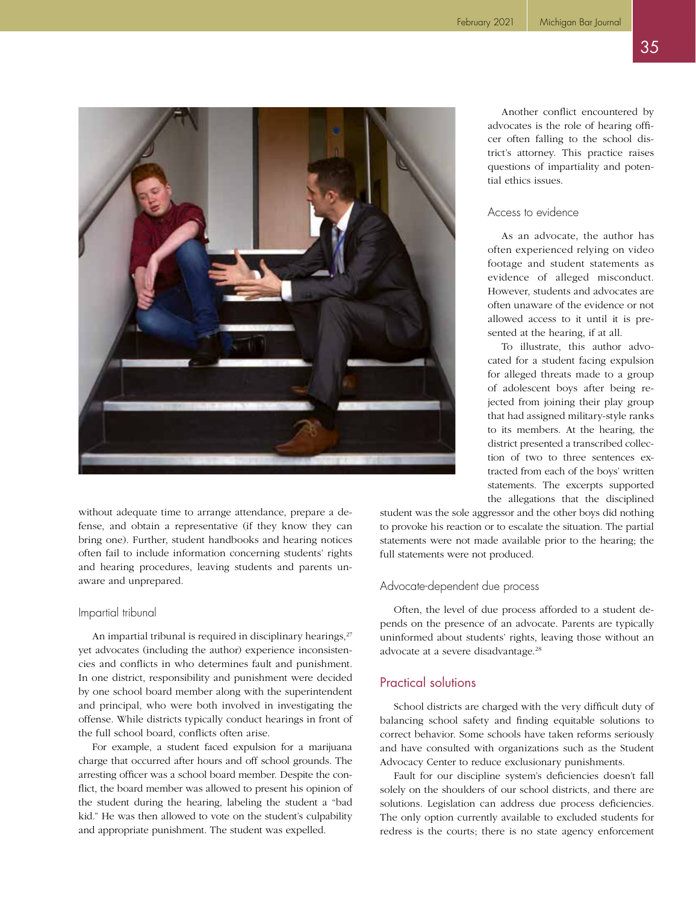without adequate time to arrange attendance, prepare a defense, and obtain a representative (if they know they can bring one). Further, student handbooks and hearing notices often fail to include information concerning students' rights and hearing procedures, leaving students and parents unaware and unprepared.

### Impartial tribunal

An impartial tribunal is required in disciplinary hearings,[27] yet advocates (including the author) experience inconsistencies and conflicts in who determines fault and punishment. In one district, responsibility and punishment were decided by one school board member along with the superintendent and principal, who were both involved in investigating the offense. While districts typically conduct hearings in front of the full school board, conflicts often arise.

For example, a student faced expulsion for a marijuana charge that occurred after hours and off school grounds. The arresting officer was a school board member. Despite the conflict, the board member was allowed to present his opinion of the student during the hearing, labeling the student a "bad kid." He was then allowed to vote on the student's culpability and appropriate punishment. The student was expelled.

Another conflict encountered by advocates is the role of hearing officer often falling to the school district's attorney. This practice raises questions of impartiality and potential ethics issues.

### Access to evidence

As an advocate, the author has often experienced relying on video footage and student statements as evidence of alleged misconduct. However, students and advocates are often unaware of the evidence or not allowed access to it until it is presented at the hearing, if at all.

To illustrate, this author advocated for a student facing expulsion for alleged threats made to a group of adolescent boys after being rejected from joining their play group that had assigned military-style ranks to its members. At the hearing, the district presented a transcribed collection of two to three sentences extracted from each of the boys' written statements. The excerpts supported the allegations that the disciplined student was the sole aggressor and the other boys did nothing to provoke his reaction or to escalate the situation. The partial statements were not made available prior to the hearing; the full statements were not produced.

### Advocate-dependent due process

Often, the level of due process afforded to a student depends on the presence of an advocate. Parents are typically uninformed about students' rights, leaving those without an advocate at a severe disadvantage.[28]

## Practical solutions

School districts are charged with the very difficult duty of balancing school safety and finding equitable solutions to correct behavior. Some schools have taken reforms seriously and have consulted with organizations such as the Student Advocacy Center to reduce exclusionary punishments.

Fault for our discipline system's deficiencies doesn't fall solely on the shoulders of our school districts, and there are solutions. Legislation can address due process deficiencies. The only option currently available to excluded students for redress is the courts; there is no state agency enforcement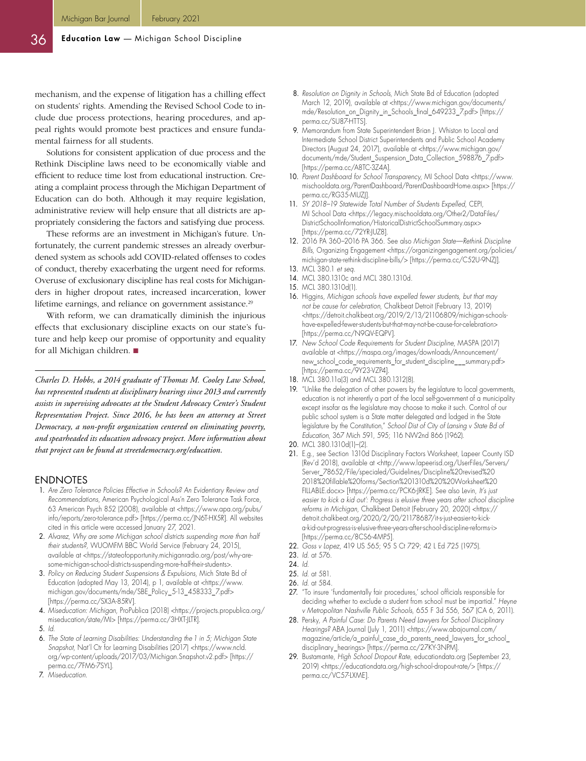mechanism, and the expense of litigation has a chilling effect on students' rights. Amending the Revised School Code to include due process protections, hearing procedures, and appeal rights would promote best practices and ensure fundamental fairness for all students.

Solutions for consistent application of due process and the Rethink Discipline laws need to be economically viable and efficient to reduce time lost from educational instruction. Creating a complaint process through the Michigan Department of Education can do both. Although it may require legislation, administrative review will help ensure that all districts are appropriately considering the factors and satisfying due process.

These reforms are an investment in Michigan's future. Unfortunately, the current pandemic stresses an already overburdened system as schools add COVID-related offenses to codes of conduct, thereby exacerbating the urgent need for reforms. Overuse of exclusionary discipline has real costs for Michiganders in higher dropout rates, increased incarceration, lower lifetime earnings, and reliance on government assistance.[29]

With reform, we can dramatically diminish the injurious effects that exclusionary discipline exacts on our state's future and help keep our promise of opportunity and equality for all Michigan children. ■

---

*Charles D. Hobbs, a 2014 graduate of Thomas M. Cooley Law School, has represented students at disciplinary hearings since 2013 and currently assists in supervising advocates at the Student Advocacy Center's Student Representation Project. Since 2016, he has been an attorney at Street Democracy, a non-profit organization centered on eliminating poverty, and spearheaded its education advocacy project. More information about that project can be found at streetdemocracy.org/education.*

## ENDNOTES

1. *Are Zero Tolerance Policies Effective in Schools? An Evidentiary Review and Recommendations*, American Psychological Ass'n Zero Tolerance Task Force, 63 American Psych 852 (2008), available at <https://www.apa.org/pubs/info/reports/zero-tolerance.pdf> [https://perma.cc/JN6T-HX5R]. All websites cited in this article were accessed January 27, 2021.
2. Alvarez, *Why are some Michigan school districts suspending more than half their students?*, WUOMFM BBC World Service (February 24, 2015), available at <https://stateofopportunity.michiganradio.org/post/why-are-some-michigan-school-districts-suspending-more-half-their-students>.
3. *Policy on Reducing Student Suspensions & Expulsions*, Mich State Bd of Education (adopted May 13, 2014), p 1, available at <https://www.michigan.gov/documents/mde/SBE_Policy_5-13_458333_7.pdf> [https://perma.cc/SX3A-85RV].
4. *Miseducation: Michigan*, ProPublica (2018) <https://projects.propublica.org/miseducation/state/MI> [https://perma.cc/3HXT-JLTR].
5. *Id.*
6. *The State of Learning Disabilities: Understanding the 1 in 5; Michigan State Snapshot*, Nat'l Ctr for Learning Disabilities (2017) <https://www.ncld.org/wp-content/uploads/2017/03/Michigan.Snapshot.v2.pdf> [https://perma.cc/7FM6-7SYL].
7. *Miseducation*.
8. *Resolution on Dignity in Schools*, Mich State Bd of Education (adopted March 12, 2019), available at <https://www.michigan.gov/documents/mde/Resolution_on_Dignity_in_Schools_final_649233_7.pdf> [https://perma.cc/SU87-HTTS].
9. Memorandum from State Superintendent Brian J. Whiston to Local and Intermediate School District Superintendents and Public School Academy Directors (August 24, 2017), available at <https://www.michigan.gov/documents/mde/Student_Suspension_Data_Collection_598876_7.pdf> [https://perma.cc/A8TC-3Z4A].
10. *Parent Dashboard for School Transparency*, MI School Data <https://www.mischooldata.org/ParentDashboard/ParentDashboardHome.aspx> [https://perma.cc/RG35-MUZJ].
11. *SY 2018–19 Statewide Total Number of Students Expelled*, CEPI, MI School Data <https://legacy.mischooldata.org/Other2/DataFiles/DistrictSchoolInformation/HistoricalDistrictSchoolSummary.aspx> [https://perma.cc/72YR-JUZ8].
12. 2016 PA 360–2016 PA 366. See also *Michigan State—Rethink Discipline Bills*, Organizing Engagement <https://organizingengagement.org/policies/michigan-state-rethink-discipline-bills/> [https://perma.cc/C52U-9NZJ].
13. MCL 380.1 *et seq.*
14. MCL 380.1310c and MCL 380.1310d.
15. MCL 380.1310d(1).
16. Higgins, *Michigan schools have expelled fewer students, but that may not be cause for celebration*, Chalkbeat Detroit (February 13, 2019) <https://detroit.chalkbeat.org/2019/2/13/21106809/michigan-schools-have-expelled-fewer-students-but-that-may-not-be-cause-for-celebration> [https://perma.cc/N9QV-EQPV].
17. *New School Code Requirements for Student Discipline*, MASPA (2017) available at <https://maspa.org/images/downloads/Announcement/new_school_code_requirements_for_student_discipline___summary.pdf> [https://perma.cc/9Y23-VZP4].
18. MCL 380.11a(3) and MCL 380.1312(8).
19. "Unlike the delegation of other powers by the legislature to local governments, education is not inherently a part of the local self-government of a municipality except insofar as the legislature may choose to make it such. Control of our public school system is a State matter delegated and lodged in the State legislature by the Constitution," *School Dist of City of Lansing v State Bd of Education*, 367 Mich 591, 595; 116 NW2nd 866 (1962).
20. MCL 380.1310d(1)–(2).
21. E.g., see Section 1310d Disciplinary Factors Worksheet, Lapeer County ISD (Rev'd 2018), available at <http://www.lapeerisd.org/UserFiles/Servers/Server_78652/File/specialed/Guidelines/Discipline%20revised%202018%20fillable%20forms/Section%201310d%20%20Worksheet%20FILLABLE.docx> [https://perma.cc/PCK6-JRKE]. See also Levin, *It's just easier to kick a kid out': Progress is elusive three years after school discipline reforms in Michigan*, Chalkbeat Detroit (February 20, 2020) <https://detroit.chalkbeat.org/2020/2/20/21178687/it-s-just-easier-to-kick-a-kid-out-progress-is-elusive-three-years-after-school-discipline-reforms-i> [https://perma.cc/8CS6-4MP5].
22. *Goss v Lopez*, 419 US 565; 95 S Ct 729; 42 L Ed 725 (1975).
23. *Id.* at 576.
24. *Id.*
25. *Id.* at 581.
26. *Id.* at 584.
27. "To insure 'fundamentally fair procedures,' school officials responsible for deciding whether to exclude a student from school must be impartial." *Heyne v Metropolitan Nashville Public Schools*, 655 F 3d 556, 567 (CA 6, 2011).
28. Persky, *A Painful Case: Do Parents Need Lawyers for School Disciplinary Hearings?* ABA Journal (July 1, 2011) <https://www.abajournal.com/magazine/article/a_painful_case_do_parents_need_lawyers_for_school_disciplinary_hearings> [https://perma.cc/27KY-3NPM].
29. Bustamante, *High School Dropout Rate*, educationdata.org (September 23, 2019) <https://educationdata.org/high-school-dropout-rate/> [https://perma.cc/VC57-LXME].